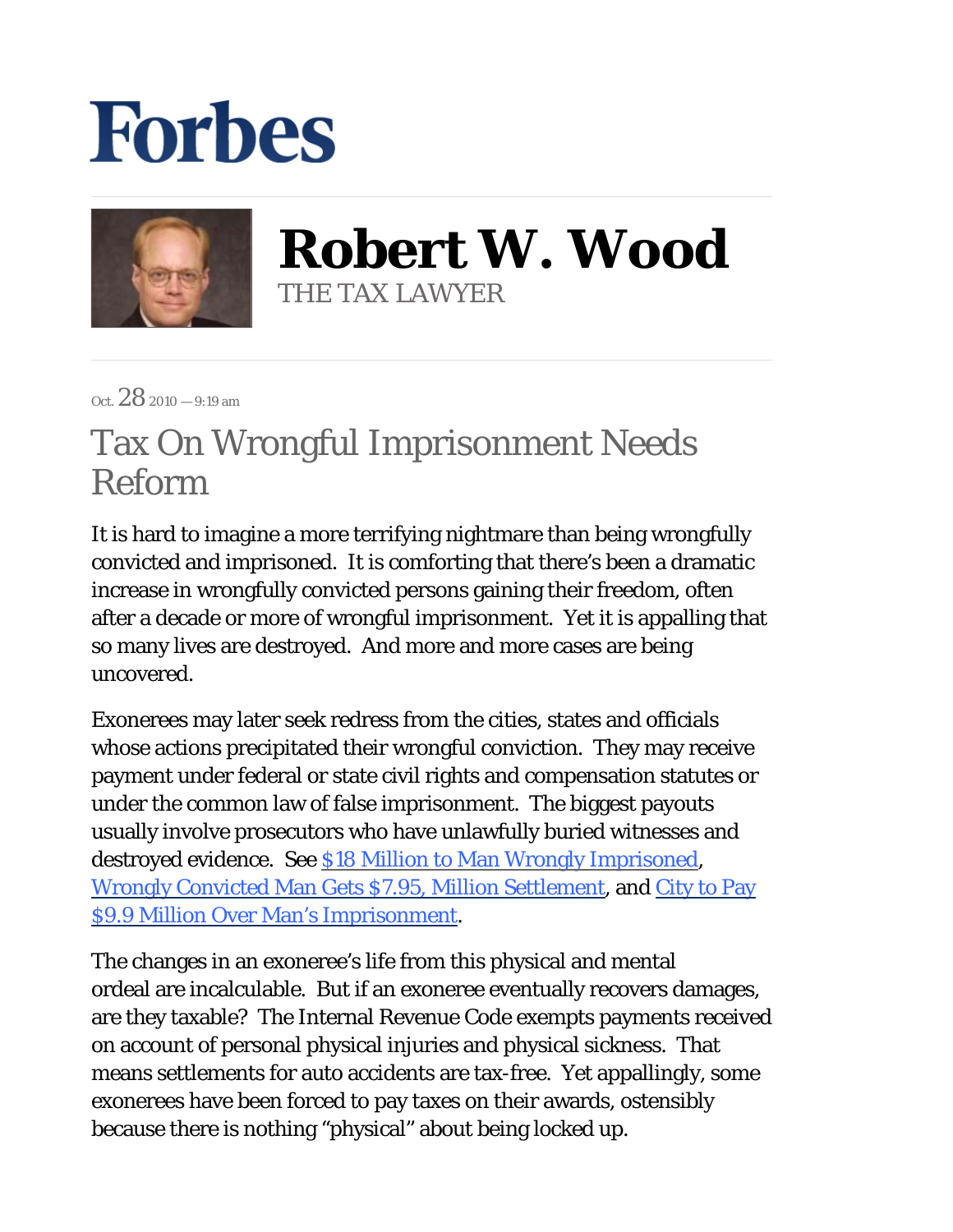# Forbes

## Robert W. Wood

THE TAX LAWYER

Oct. 28 2010 — 9:19 am

# Tax On Wrongful Imprisonment Needs Reform

It is hard to imagine a more terrifying nightmare than being wrongfully convicted and imprisoned. It is comforting that there's been a dramatic increase in wrongfully convicted persons gaining their freedom, often after a decade or more of wrongful imprisonment. Yet it is appalling that so many lives are destroyed. And more and more cases are being uncovered.

Exonerees may later seek redress from the cities, states and officials whose actions precipitated their wrongful conviction. They may receive payment under federal or state civil rights and compensation statutes or under the common law of false imprisonment. The biggest payouts usually involve prosecutors who have unlawfully buried witnesses and destroyed evidence. See [$18 Million to Man Wrongly Imprisoned](), [Wrongly Convicted Man Gets $7.95, Million Settlement](), and [City to Pay $9.9 Million Over Man's Imprisonment]().

The changes in an exoneree's life from this physical and mental ordeal are incalculable. But if an exoneree eventually recovers damages, are they taxable? The Internal Revenue Code exempts payments received on account of personal physical injuries and physical sickness. That means settlements for auto accidents are tax-free. Yet appallingly, some exonerees have been forced to pay taxes on their awards, ostensibly because there is nothing "physical" about being locked up.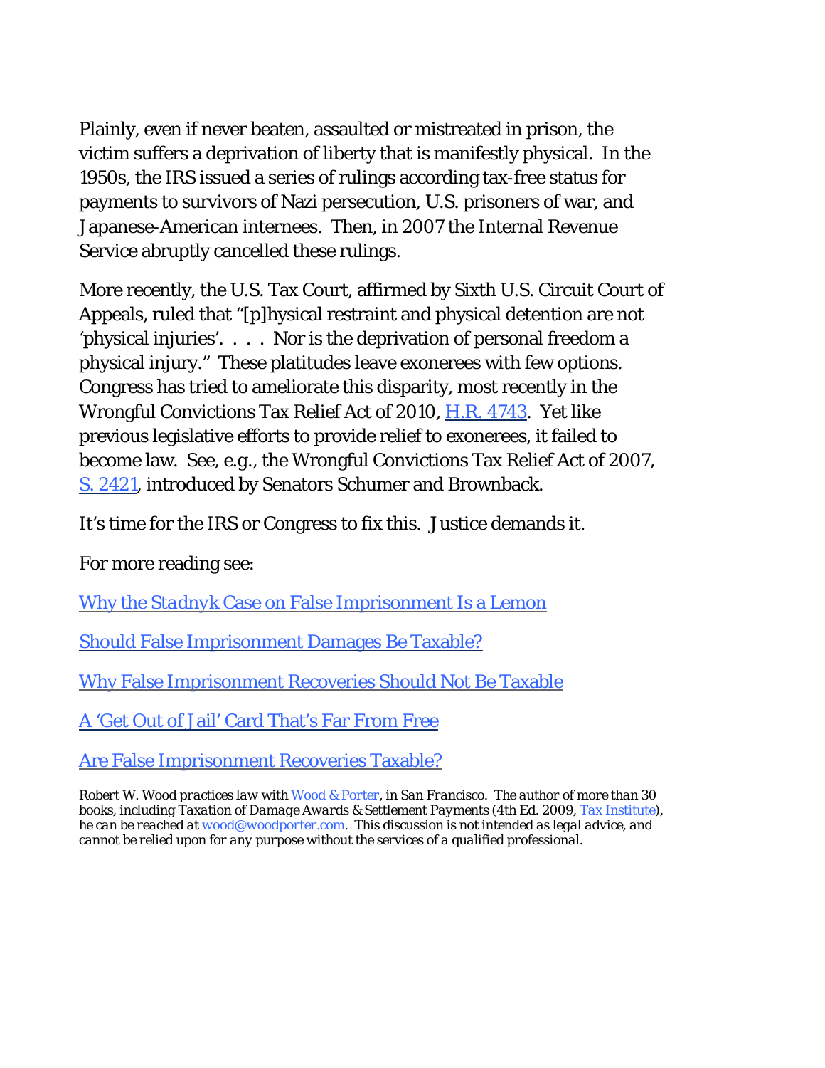Plainly, even if never beaten, assaulted or mistreated in prison, the victim suffers a deprivation of liberty that is manifestly physical. In the 1950s, the IRS issued a series of rulings according tax-free status for payments to survivors of Nazi persecution, U.S. prisoners of war, and Japanese-American internees. Then, in 2007 the Internal Revenue Service abruptly cancelled these rulings.

More recently, the U.S. Tax Court, affirmed by Sixth U.S. Circuit Court of Appeals, ruled that "[p]hysical restraint and physical detention are not 'physical injuries'. . . . Nor is the deprivation of personal freedom a physical injury." These platitudes leave exonerees with few options. Congress has tried to ameliorate this disparity, most recently in the Wrongful Convictions Tax Relief Act of 2010, [H.R. 4743](). Yet like previous legislative efforts to provide relief to exonerees, it failed to become law. See, e.g., the Wrongful Convictions Tax Relief Act of 2007, [S. 2421](), introduced by Senators Schumer and Brownback.

It's time for the IRS or Congress to fix this. Justice demands it.

For more reading see:

[Why the *Stadnyk* Case on False Imprisonment Is a Lemon]()

[Should False Imprisonment Damages Be Taxable?]()

[Why False Imprisonment Recoveries Should Not Be Taxable]()

[A 'Get Out of Jail' Card That's Far From Free]()

[Are False Imprisonment Recoveries Taxable?]()

*Robert W. Wood practices law with [Wood & Porter](), in San Francisco. The author of more than 30 books, including Taxation of Damage Awards & Settlement Payments (4th Ed. 2009, [Tax Institute]()), he can be reached at [wood@woodporter.com](). This discussion is not intended as legal advice, and cannot be relied upon for any purpose without the services of a qualified professional.*